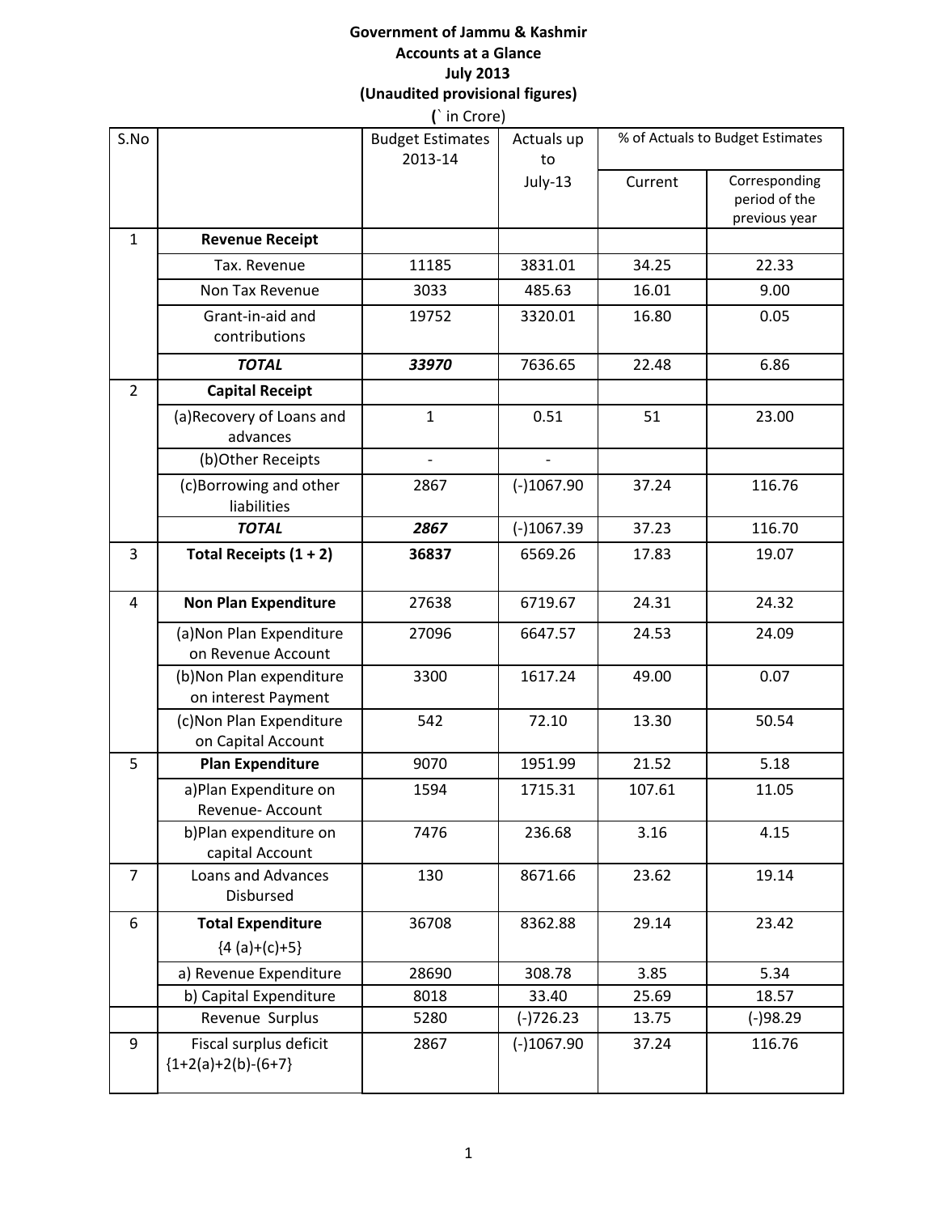**Government of Jammu & Kashmir**
**Accounts at a Glance**
**July 2013**
**(Unaudited provisional figures)**

(` in Crore)

| S.No | | Budget Estimates 2013-14 | Actuals up to July-13 | % of Actuals to Budget Estimates | |
|---|---|---|---|---|---|
| | | | | Current | Corresponding period of the previous year |
| 1 | **Revenue Receipt** | | | | |
| | Tax. Revenue | 11185 | 3831.01 | 34.25 | 22.33 |
| | Non Tax Revenue | 3033 | 485.63 | 16.01 | 9.00 |
| | Grant-in-aid and contributions | 19752 | 3320.01 | 16.80 | 0.05 |
| | ***TOTAL*** | ***33970*** | 7636.65 | 22.48 | 6.86 |
| 2 | **Capital Receipt** | | | | |
| | (a)Recovery of Loans and advances | 1 | 0.51 | 51 | 23.00 |
| | (b)Other Receipts | - | - | | |
| | (c)Borrowing and other liabilities | 2867 | (-)1067.90 | 37.24 | 116.76 |
| | ***TOTAL*** | ***2867*** | (-)1067.39 | 37.23 | 116.70 |
| 3 | **Total Receipts (1 + 2)** | **36837** | 6569.26 | 17.83 | 19.07 |
| 4 | **Non Plan Expenditure** | 27638 | 6719.67 | 24.31 | 24.32 |
| | (a)Non Plan Expenditure on Revenue Account | 27096 | 6647.57 | 24.53 | 24.09 |
| | (b)Non Plan expenditure on interest Payment | 3300 | 1617.24 | 49.00 | 0.07 |
| | (c)Non Plan Expenditure on Capital Account | 542 | 72.10 | 13.30 | 50.54 |
| 5 | **Plan Expenditure** | 9070 | 1951.99 | 21.52 | 5.18 |
| | a)Plan Expenditure on Revenue- Account | 1594 | 1715.31 | 107.61 | 11.05 |
| | b)Plan expenditure on capital Account | 7476 | 236.68 | 3.16 | 4.15 |
| 7 | Loans and Advances Disbursed | 130 | 8671.66 | 23.62 | 19.14 |
| 6 | **Total Expenditure** {4 (a)+(c)+5} | 36708 | 8362.88 | 29.14 | 23.42 |
| | a) Revenue Expenditure | 28690 | 308.78 | 3.85 | 5.34 |
| | b) Capital Expenditure | 8018 | 33.40 | 25.69 | 18.57 |
| | Revenue Surplus | 5280 | (-)726.23 | 13.75 | (-)98.29 |
| 9 | Fiscal surplus deficit {1+2(a)+2(b)-(6+7} | 2867 | (-)1067.90 | 37.24 | 116.76 |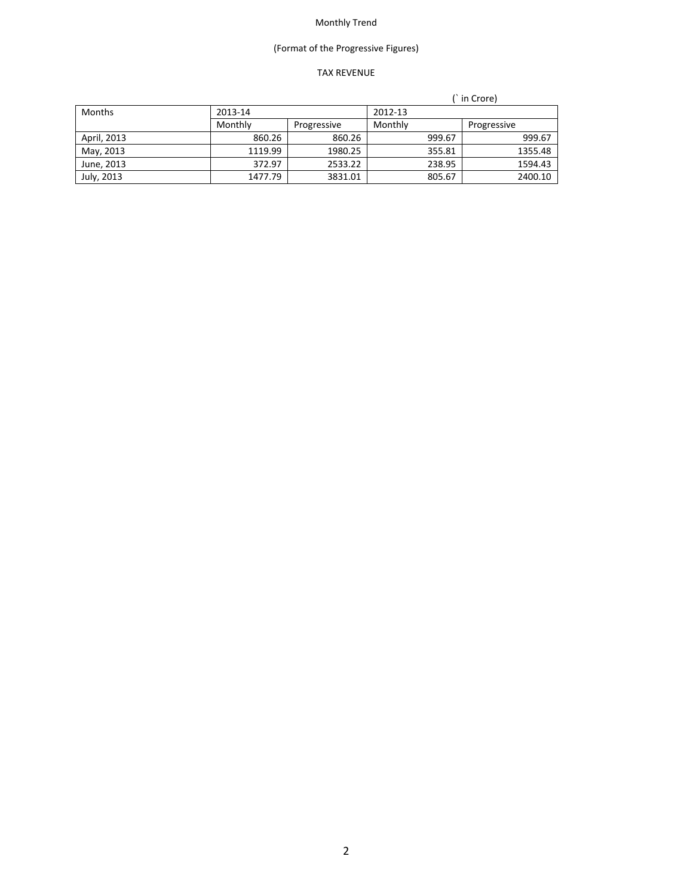Monthly Trend

(Format of the Progressive Figures)

TAX REVENUE

(` in Crore)

| Months | 2013-14 | | 2012-13 | |
|---|---|---|---|---|
| | Monthly | Progressive | Monthly | Progressive |
| April, 2013 | 860.26 | 860.26 | 999.67 | 999.67 |
| May, 2013 | 1119.99 | 1980.25 | 355.81 | 1355.48 |
| June, 2013 | 372.97 | 2533.22 | 238.95 | 1594.43 |
| July, 2013 | 1477.79 | 3831.01 | 805.67 | 2400.10 |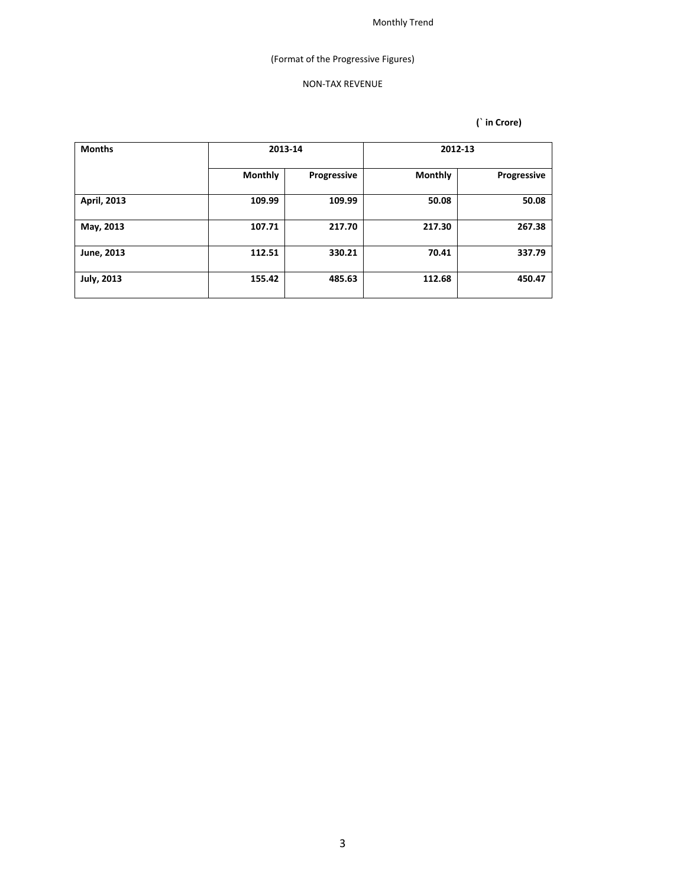Monthly Trend

(Format of the Progressive Figures)

NON-TAX REVENUE

**(` in Crore)**

| **Months** | **2013-14** | | **2012-13** | |
|---|---|---|---|---|
| | **Monthly** | **Progressive** | **Monthly** | **Progressive** |
| **April, 2013** | **109.99** | **109.99** | **50.08** | **50.08** |
| **May, 2013** | **107.71** | **217.70** | **217.30** | **267.38** |
| **June, 2013** | **112.51** | **330.21** | **70.41** | **337.79** |
| **July, 2013** | **155.42** | **485.63** | **112.68** | **450.47** |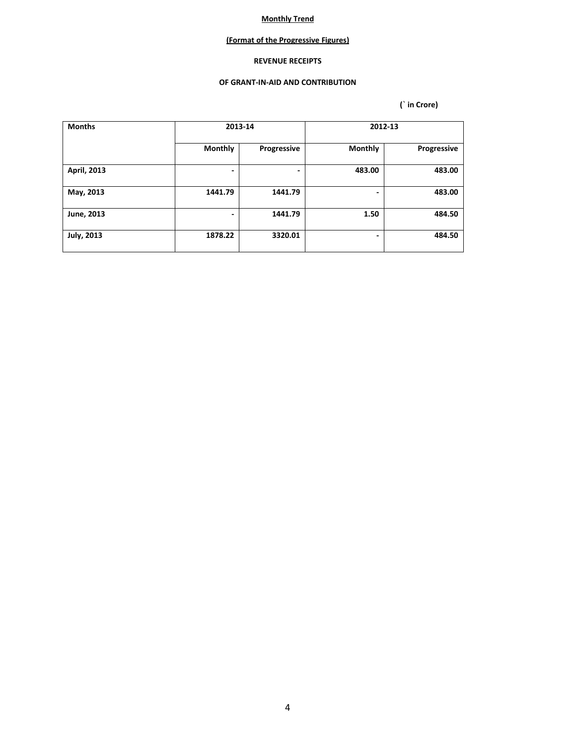**Monthly Trend**

**(Format of the Progressive Figures)**

**REVENUE RECEIPTS**

**OF GRANT-IN-AID AND CONTRIBUTION**

**(` in Crore)**

| Months | 2013-14 | | 2012-13 | |
|---|---|---|---|---|
| | Monthly | Progressive | Monthly | Progressive |
| April, 2013 | - | - | 483.00 | 483.00 |
| May, 2013 | 1441.79 | 1441.79 | - | 483.00 |
| June, 2013 | - | 1441.79 | 1.50 | 484.50 |
| July, 2013 | 1878.22 | 3320.01 | - | 484.50 |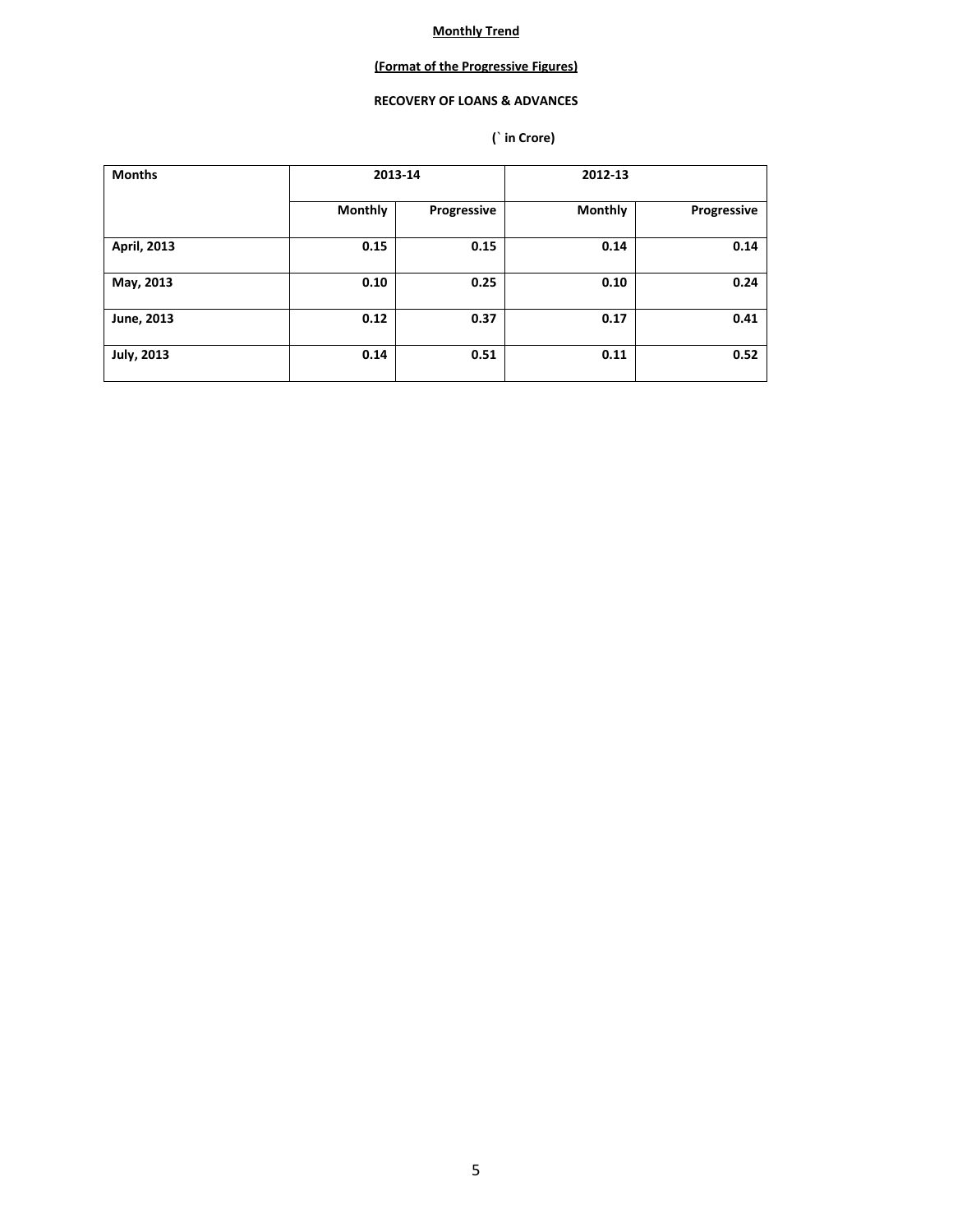**Monthly Trend**

**(Format of the Progressive Figures)**

**RECOVERY OF LOANS & ADVANCES**

**(` in Crore)**

| Months | 2013-14 | | 2012-13 | |
|---|---|---|---|---|
| | Monthly | Progressive | Monthly | Progressive |
| April, 2013 | 0.15 | 0.15 | 0.14 | 0.14 |
| May, 2013 | 0.10 | 0.25 | 0.10 | 0.24 |
| June, 2013 | 0.12 | 0.37 | 0.17 | 0.41 |
| July, 2013 | 0.14 | 0.51 | 0.11 | 0.52 |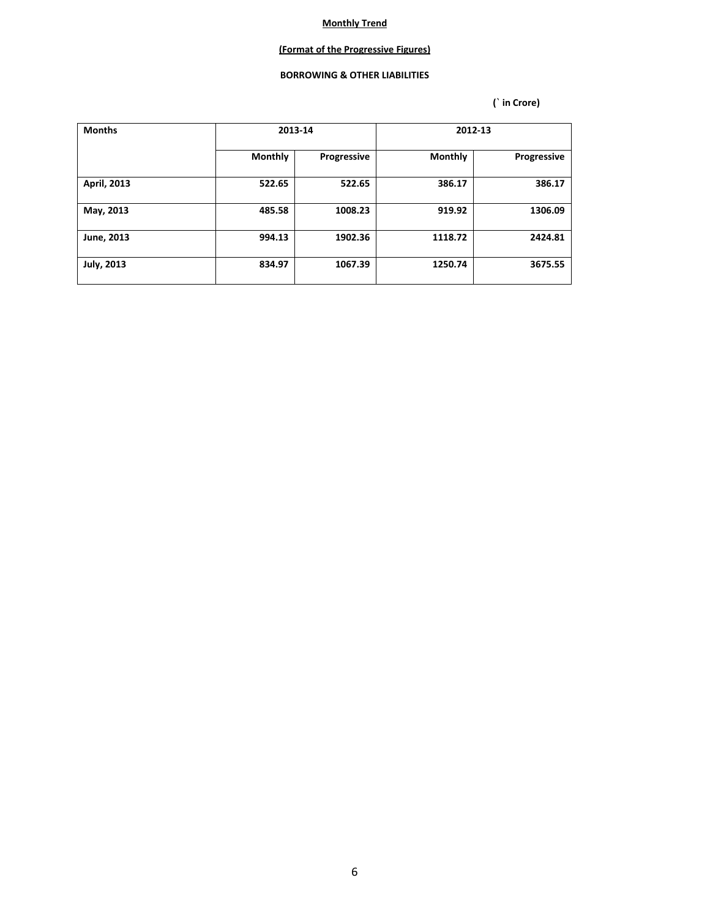**Monthly Trend**

**(Format of the Progressive Figures)**

**BORROWING & OTHER LIABILITIES**

**(` in Crore)**

| Months | 2013-14 | | 2012-13 | |
|---|---|---|---|---|
| | Monthly | Progressive | Monthly | Progressive |
| April, 2013 | 522.65 | 522.65 | 386.17 | 386.17 |
| May, 2013 | 485.58 | 1008.23 | 919.92 | 1306.09 |
| June, 2013 | 994.13 | 1902.36 | 1118.72 | 2424.81 |
| July, 2013 | 834.97 | 1067.39 | 1250.74 | 3675.55 |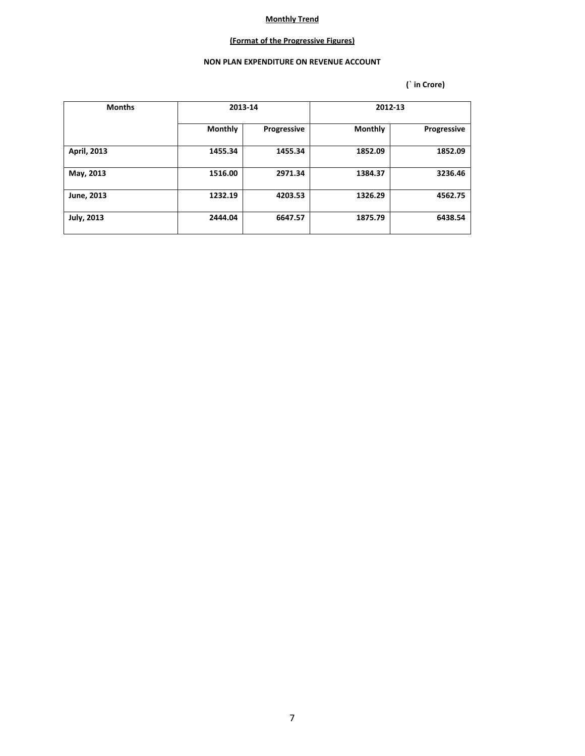**Monthly Trend**

**(Format of the Progressive Figures)**

**NON PLAN EXPENDITURE ON REVENUE ACCOUNT**

**(` in Crore)**

| Months | 2013-14 | | 2012-13 | |
|---|---|---|---|---|
| | Monthly | Progressive | Monthly | Progressive |
| April, 2013 | 1455.34 | 1455.34 | 1852.09 | 1852.09 |
| May, 2013 | 1516.00 | 2971.34 | 1384.37 | 3236.46 |
| June, 2013 | 1232.19 | 4203.53 | 1326.29 | 4562.75 |
| July, 2013 | 2444.04 | 6647.57 | 1875.79 | 6438.54 |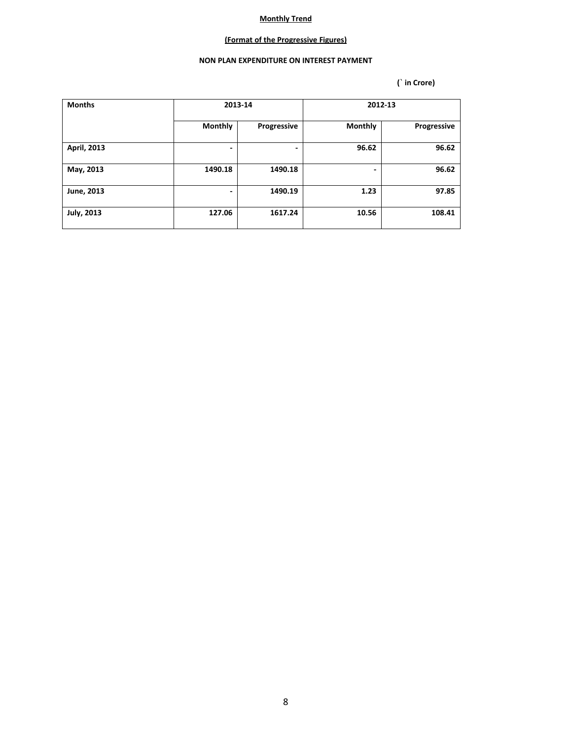**Monthly Trend**

**(Format of the Progressive Figures)**

**NON PLAN EXPENDITURE ON INTEREST PAYMENT**

**(` in Crore)**

| Months | 2013-14 | | 2012-13 | |
|---|---|---|---|---|
| | Monthly | Progressive | Monthly | Progressive |
| April, 2013 | - | - | 96.62 | 96.62 |
| May, 2013 | 1490.18 | 1490.18 | - | 96.62 |
| June, 2013 | - | 1490.19 | 1.23 | 97.85 |
| July, 2013 | 127.06 | 1617.24 | 10.56 | 108.41 |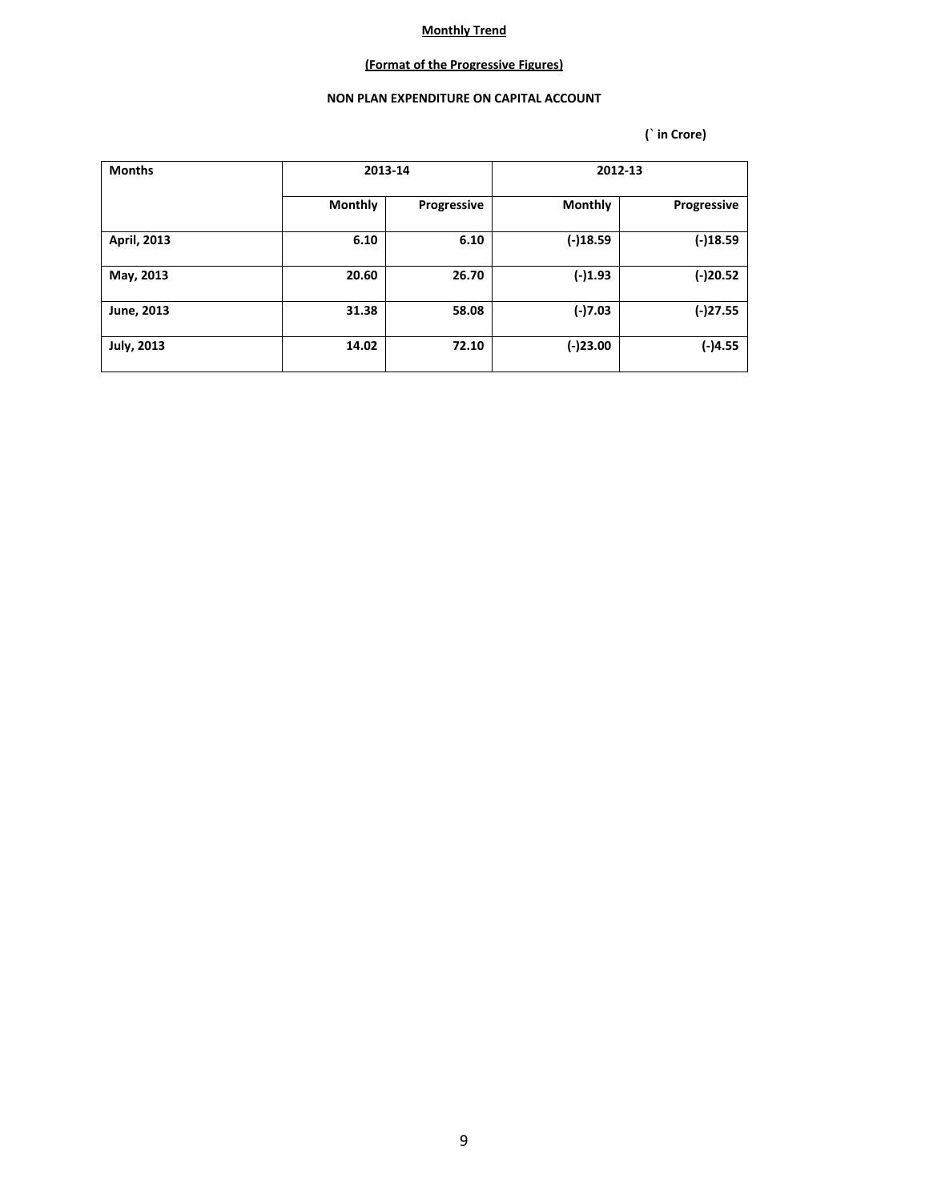**Monthly Trend**

**(Format of the Progressive Figures)**

**NON PLAN EXPENDITURE ON CAPITAL ACCOUNT**

**(` in Crore)**

| Months | 2013-14 | | 2012-13 | |
|---|---|---|---|---|
| | Monthly | Progressive | Monthly | Progressive |
| April, 2013 | 6.10 | 6.10 | (-)18.59 | (-)18.59 |
| May, 2013 | 20.60 | 26.70 | (-)1.93 | (-)20.52 |
| June, 2013 | 31.38 | 58.08 | (-)7.03 | (-)27.55 |
| July, 2013 | 14.02 | 72.10 | (-)23.00 | (-)4.55 |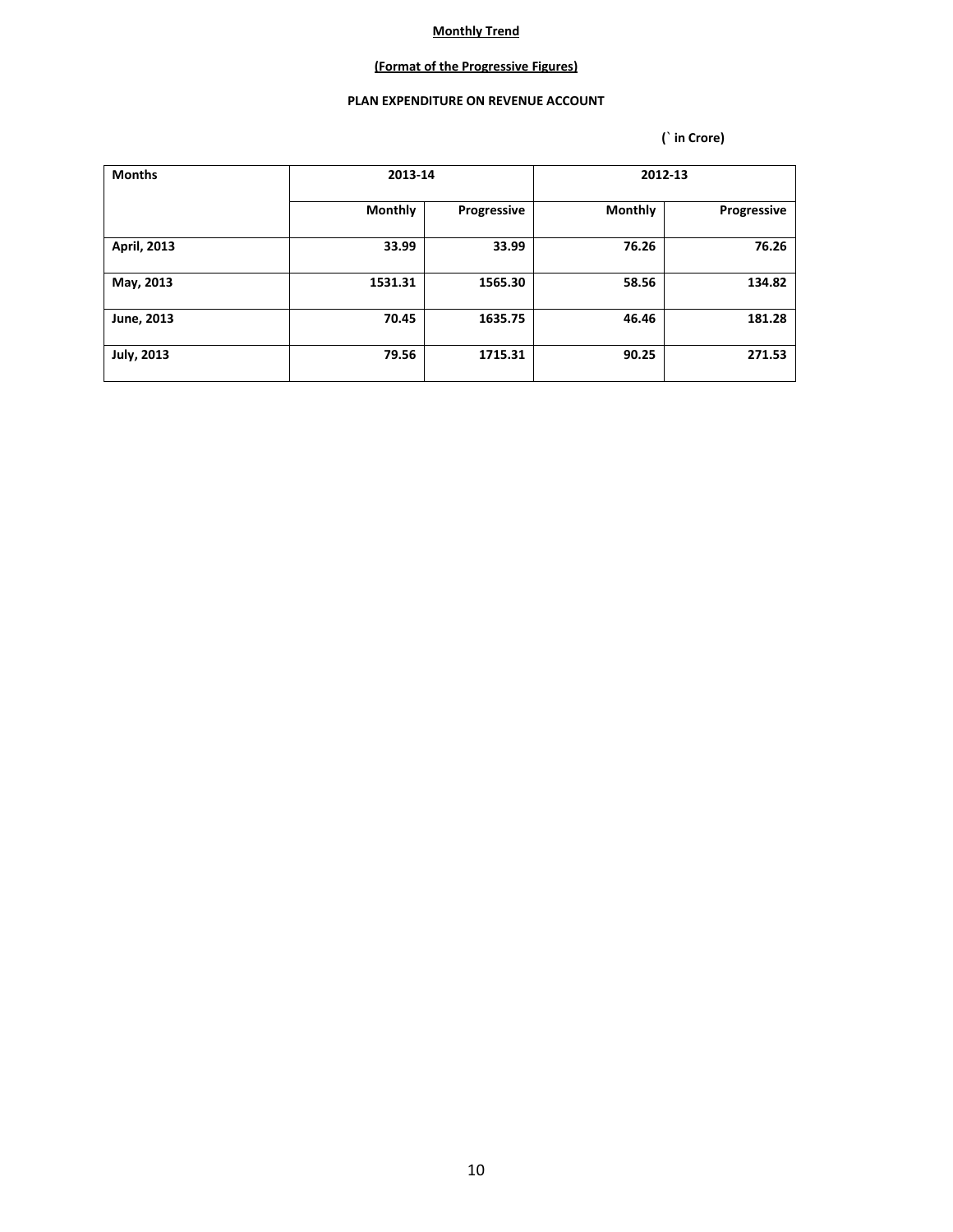**Monthly Trend**

**(Format of the Progressive Figures)**

**PLAN EXPENDITURE ON REVENUE ACCOUNT**

**(` in Crore)**

| Months | 2013-14 | | 2012-13 | |
|---|---|---|---|---|
| | Monthly | Progressive | Monthly | Progressive |
| April, 2013 | 33.99 | 33.99 | 76.26 | 76.26 |
| May, 2013 | 1531.31 | 1565.30 | 58.56 | 134.82 |
| June, 2013 | 70.45 | 1635.75 | 46.46 | 181.28 |
| July, 2013 | 79.56 | 1715.31 | 90.25 | 271.53 |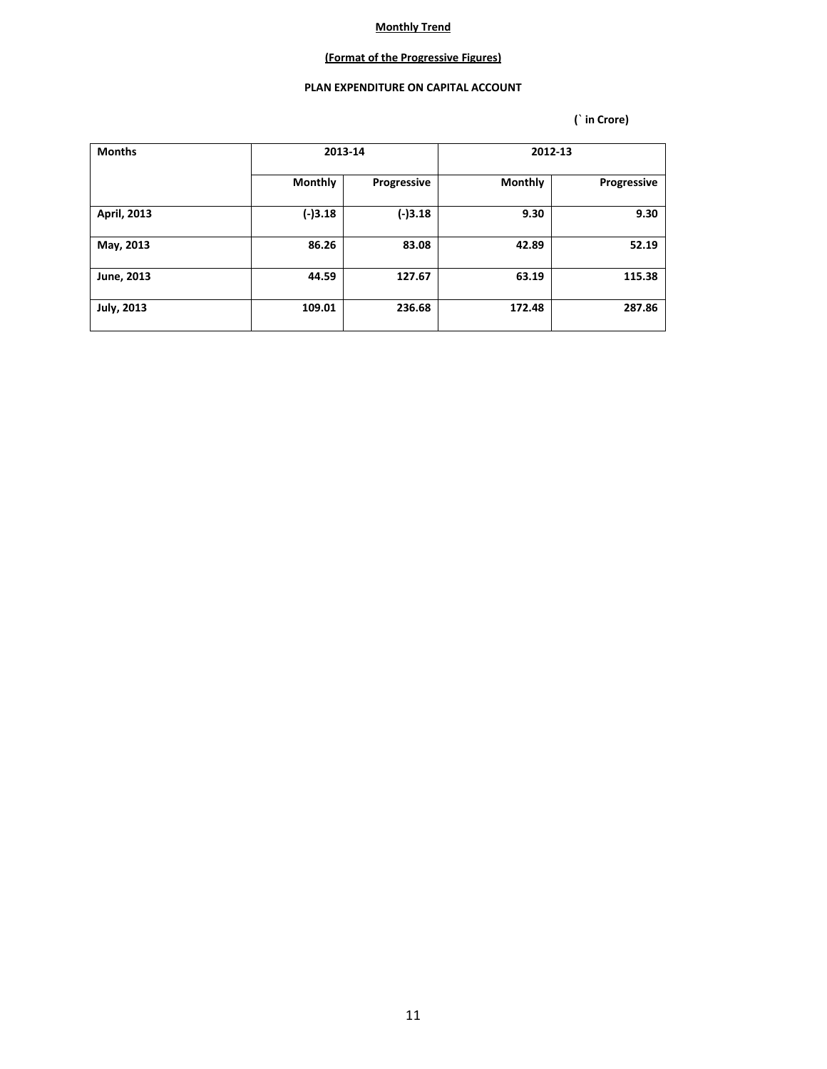**Monthly Trend**

**(Format of the Progressive Figures)**

**PLAN EXPENDITURE ON CAPITAL ACCOUNT**

**(` in Crore)**

| Months | 2013-14 | | 2012-13 | |
|---|---|---|---|---|
| | Monthly | Progressive | Monthly | Progressive |
| April, 2013 | (-)3.18 | (-)3.18 | 9.30 | 9.30 |
| May, 2013 | 86.26 | 83.08 | 42.89 | 52.19 |
| June, 2013 | 44.59 | 127.67 | 63.19 | 115.38 |
| July, 2013 | 109.01 | 236.68 | 172.48 | 287.86 |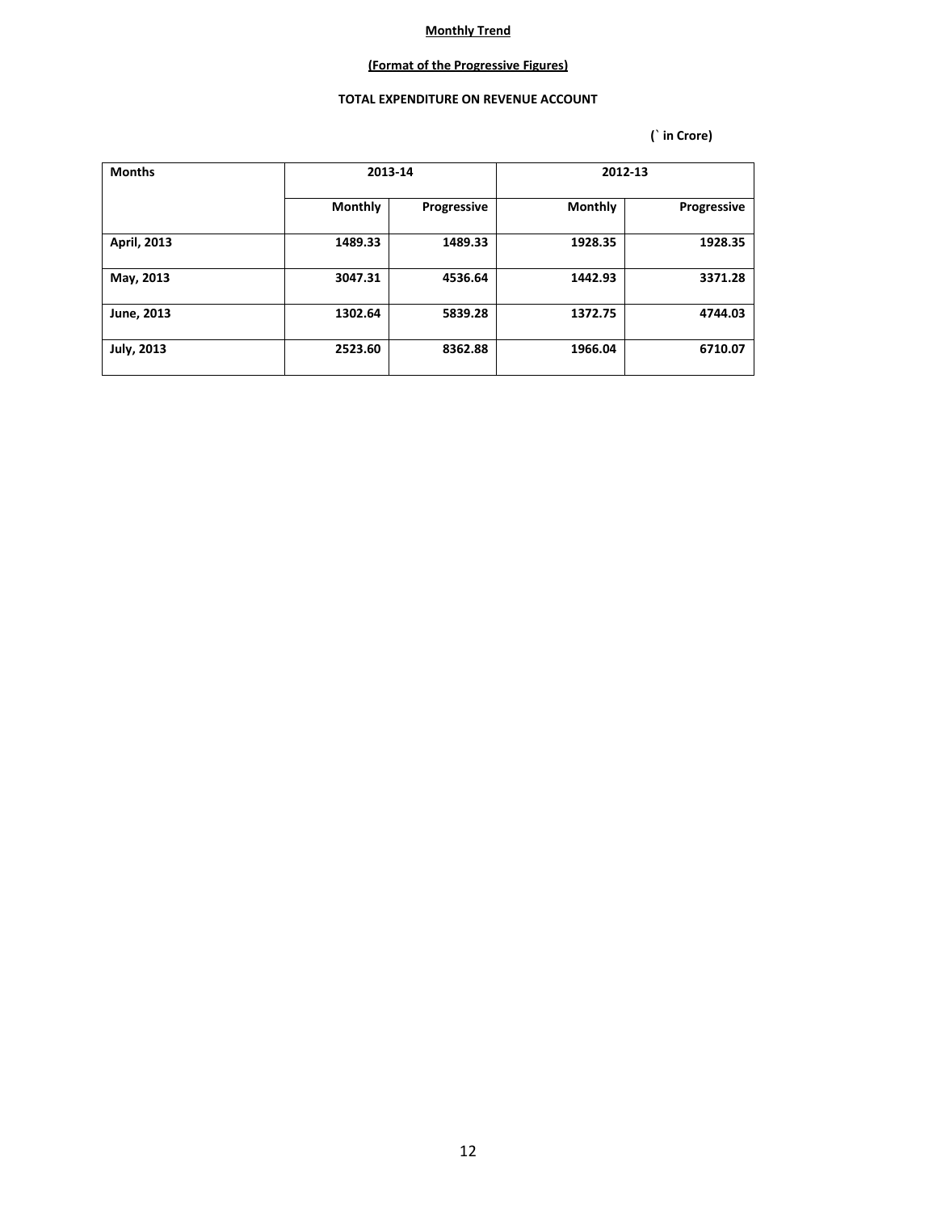**Monthly Trend**

**(Format of the Progressive Figures)**

**TOTAL EXPENDITURE ON REVENUE ACCOUNT**

**(` in Crore)**

| Months | 2013-14 | | 2012-13 | |
|---|---|---|---|---|
| | Monthly | Progressive | Monthly | Progressive |
| April, 2013 | 1489.33 | 1489.33 | 1928.35 | 1928.35 |
| May, 2013 | 3047.31 | 4536.64 | 1442.93 | 3371.28 |
| June, 2013 | 1302.64 | 5839.28 | 1372.75 | 4744.03 |
| July, 2013 | 2523.60 | 8362.88 | 1966.04 | 6710.07 |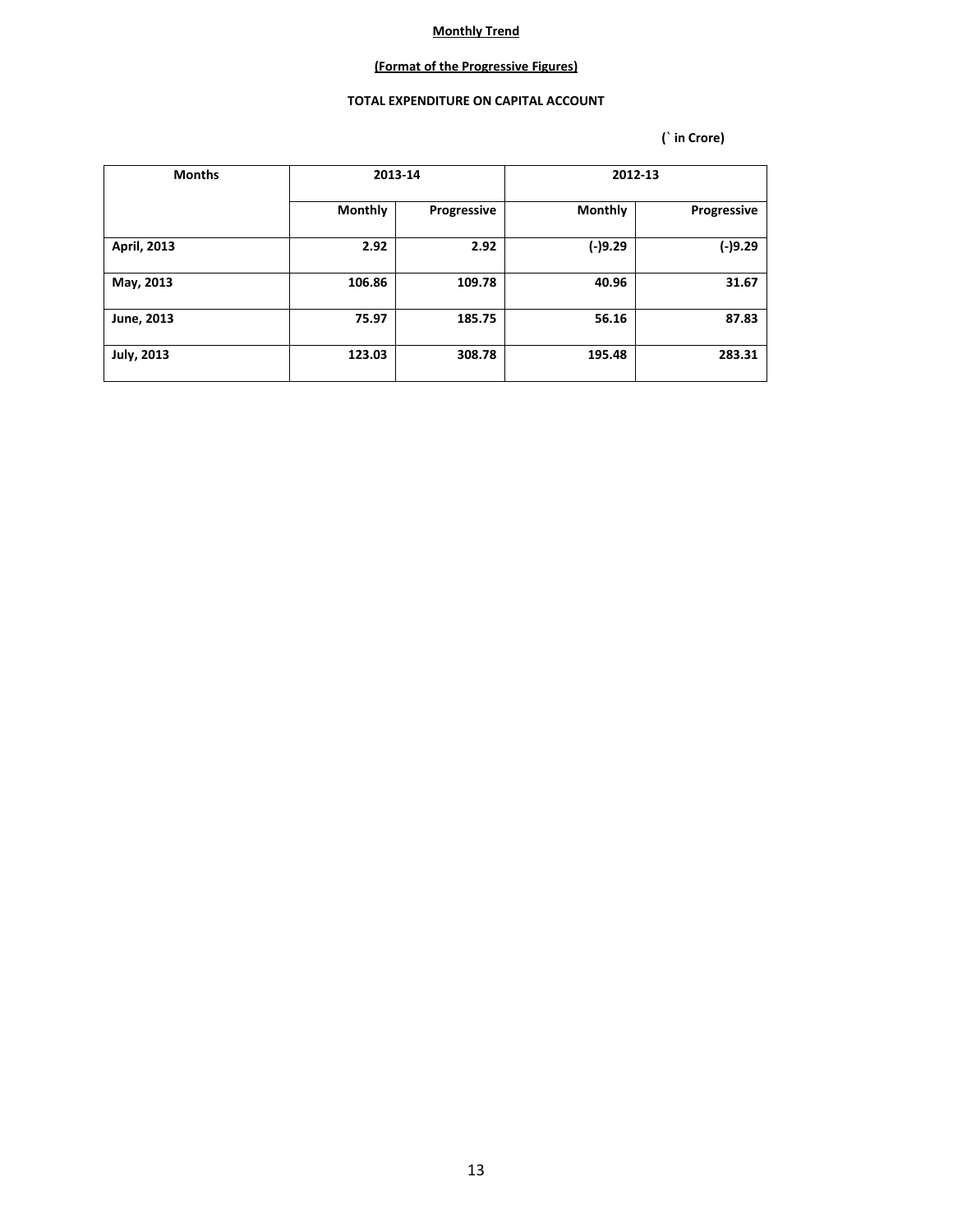**Monthly Trend**

**(Format of the Progressive Figures)**

**TOTAL EXPENDITURE ON CAPITAL ACCOUNT**

**(` in Crore)**

| Months | 2013-14 | | 2012-13 | |
|---|---|---|---|---|
| | Monthly | Progressive | Monthly | Progressive |
| April, 2013 | 2.92 | 2.92 | (-)9.29 | (-)9.29 |
| May, 2013 | 106.86 | 109.78 | 40.96 | 31.67 |
| June, 2013 | 75.97 | 185.75 | 56.16 | 87.83 |
| July, 2013 | 123.03 | 308.78 | 195.48 | 283.31 |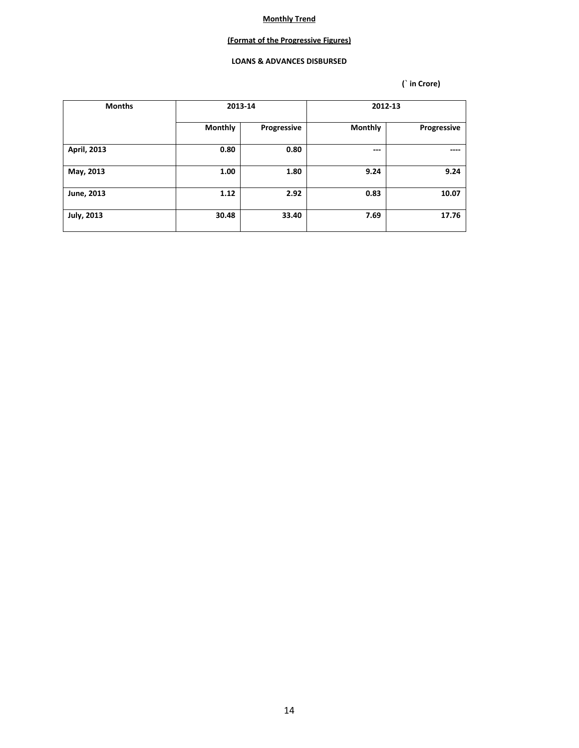**Monthly Trend**

**(Format of the Progressive Figures)**

**LOANS & ADVANCES DISBURSED**

**(` in Crore)**

| Months | 2013-14 | | 2012-13 | |
|---|---|---|---|---|
| | Monthly | Progressive | Monthly | Progressive |
| April, 2013 | 0.80 | 0.80 | --- | ---- |
| May, 2013 | 1.00 | 1.80 | 9.24 | 9.24 |
| June, 2013 | 1.12 | 2.92 | 0.83 | 10.07 |
| July, 2013 | 30.48 | 33.40 | 7.69 | 17.76 |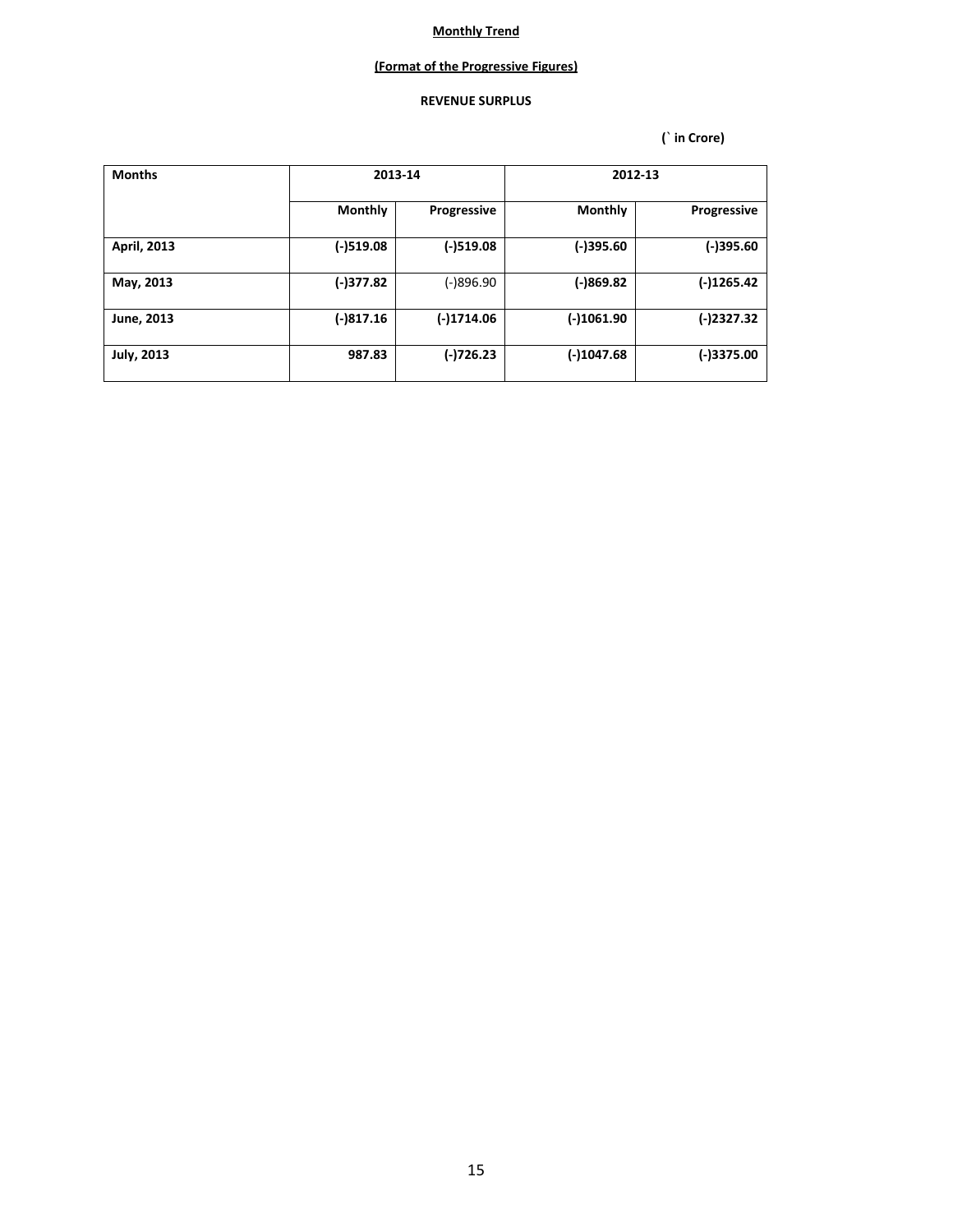**Monthly Trend**

**(Format of the Progressive Figures)**

**REVENUE SURPLUS**

**(` in Crore)**

| Months | 2013-14 | | 2012-13 | |
|---|---|---|---|---|
| | Monthly | Progressive | Monthly | Progressive |
| April, 2013 | (-)519.08 | (-)519.08 | (-)395.60 | (-)395.60 |
| May, 2013 | (-)377.82 | (-)896.90 | (-)869.82 | (-)1265.42 |
| June, 2013 | (-)817.16 | (-)1714.06 | (-)1061.90 | (-)2327.32 |
| July, 2013 | 987.83 | (-)726.23 | (-)1047.68 | (-)3375.00 |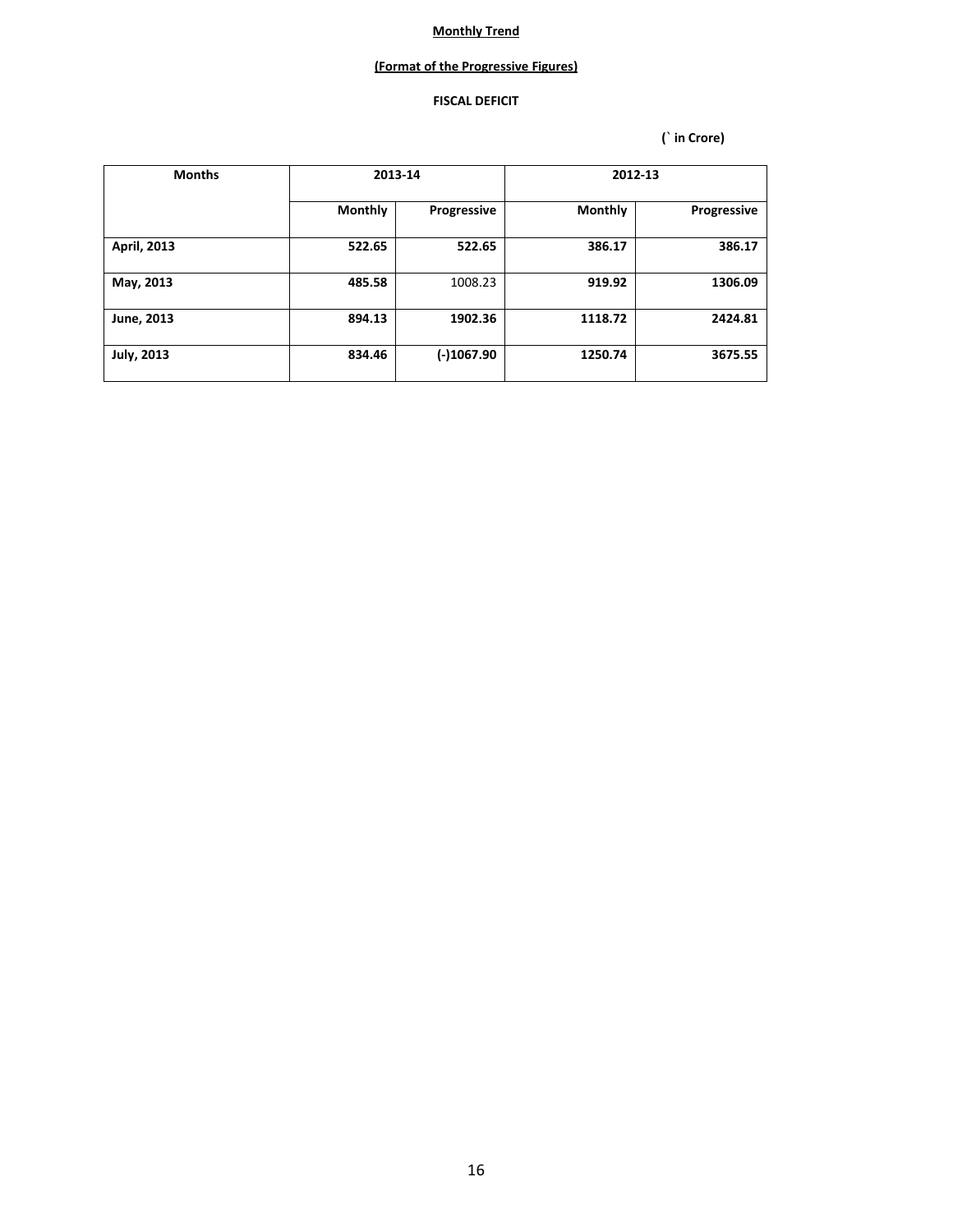**Monthly Trend**

**(Format of the Progressive Figures)**

**FISCAL DEFICIT**

**(` in Crore)**

| Months | 2013-14 | | 2012-13 | |
|---|---|---|---|---|
| | Monthly | Progressive | Monthly | Progressive |
| April, 2013 | 522.65 | 522.65 | 386.17 | 386.17 |
| May, 2013 | 485.58 | 1008.23 | 919.92 | 1306.09 |
| June, 2013 | 894.13 | 1902.36 | 1118.72 | 2424.81 |
| July, 2013 | 834.46 | (-)1067.90 | 1250.74 | 3675.55 |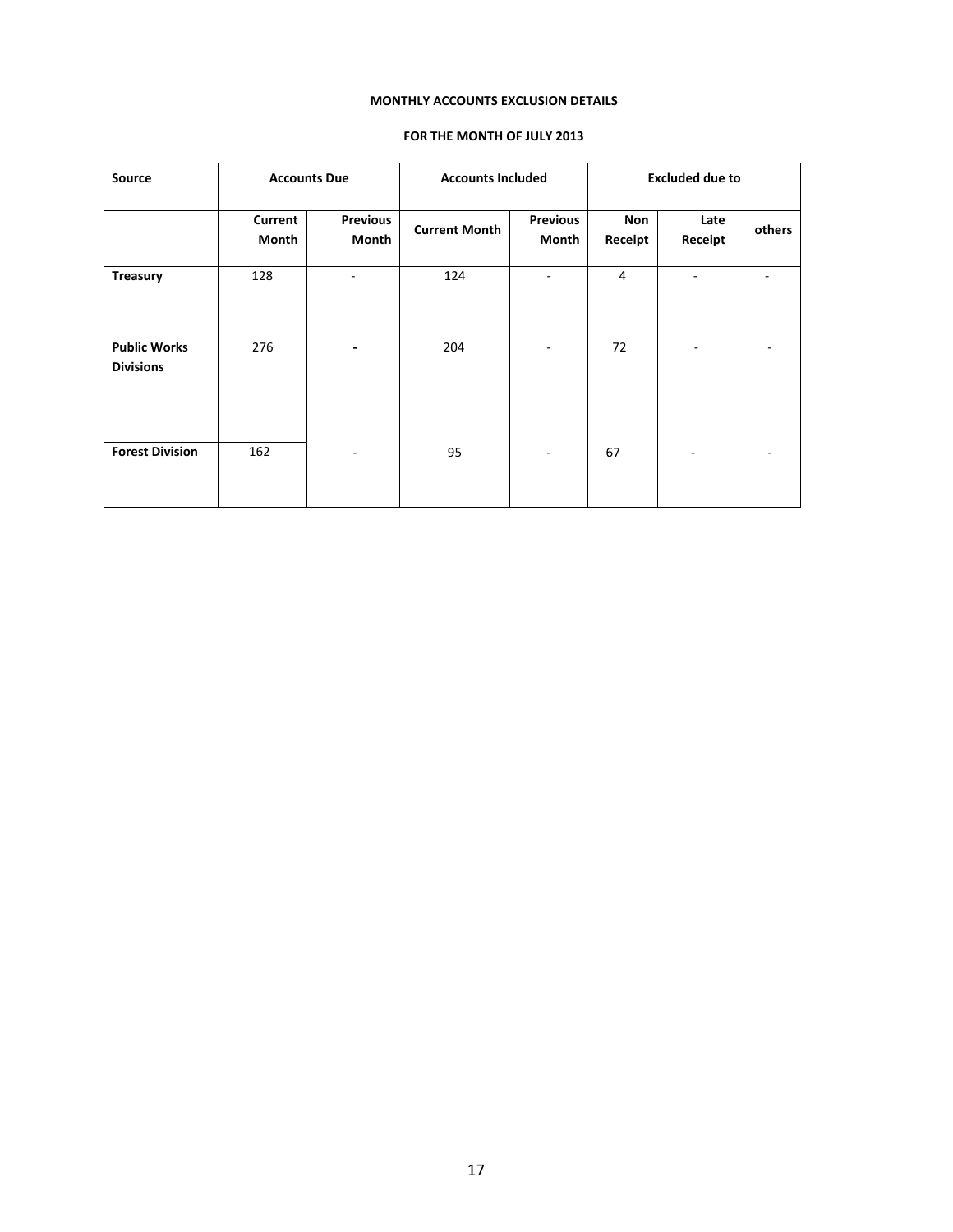**MONTHLY ACCOUNTS EXCLUSION DETAILS**

**FOR THE MONTH OF JULY 2013**

| Source | Accounts Due | | Accounts Included | | Excluded due to | | |
|---|---|---|---|---|---|---|---|
| | Current Month | Previous Month | Current Month | Previous Month | Non Receipt | Late Receipt | others |
| **Treasury** | 128 | - | 124 | - | 4 | - | - |
| **Public Works Divisions** | 276 | - | 204 | - | 72 | - | - |
| **Forest Division** | 162 | - | 95 | - | 67 | - | - |